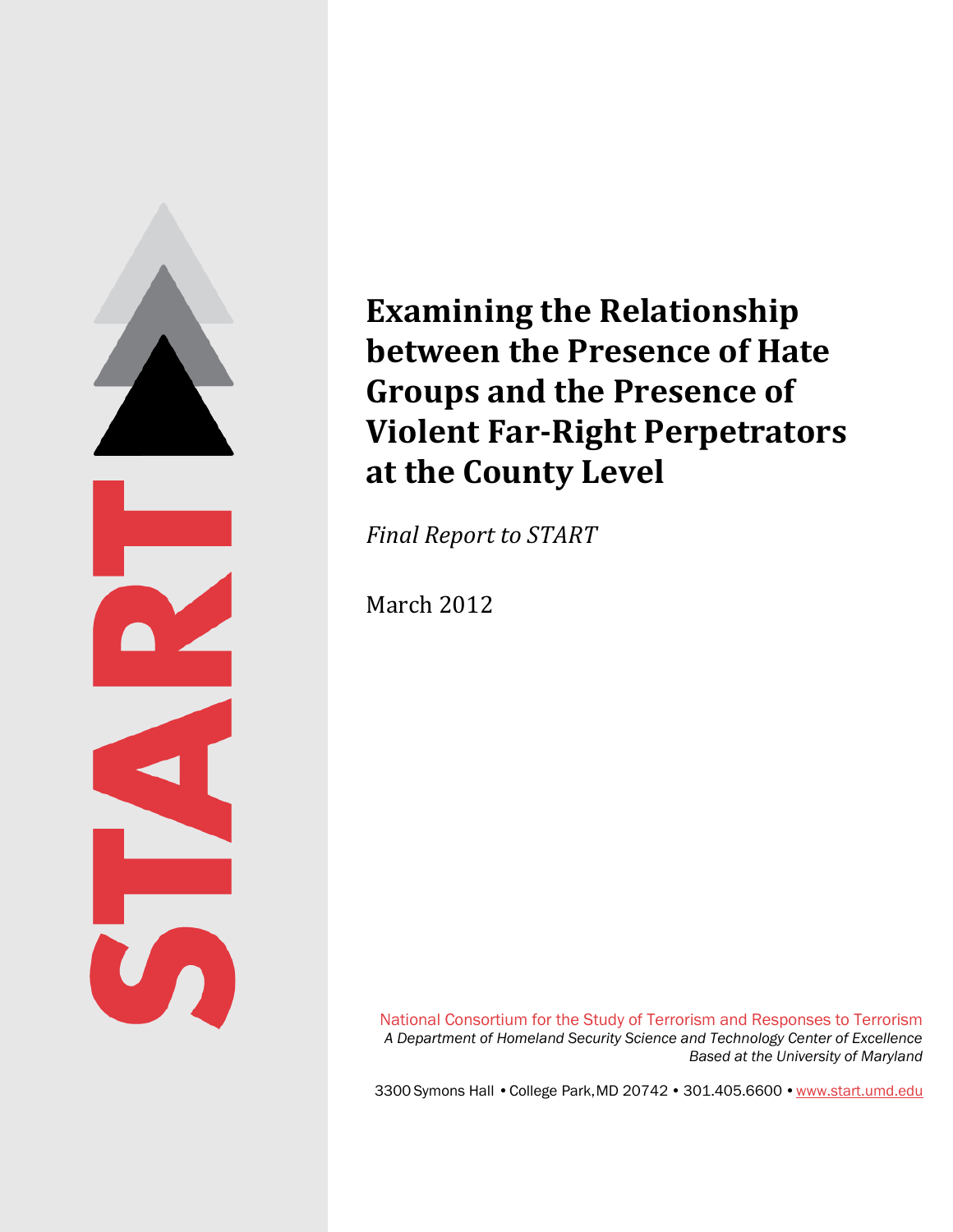# Examining the Relationship between the Presence of Hate Groups and the Presence of Violent Far-Right Perpetrators at the County Level

*Final Report to START*

March 2012

National Consortium for the Study of Terrorism and Responses to Terrorism
*A Department of Homeland Security Science and Technology Center of Excellence*
*Based at the University of Maryland*

3300 Symons Hall • College Park, MD 20742 • 301.405.6600 • www.start.umd.edu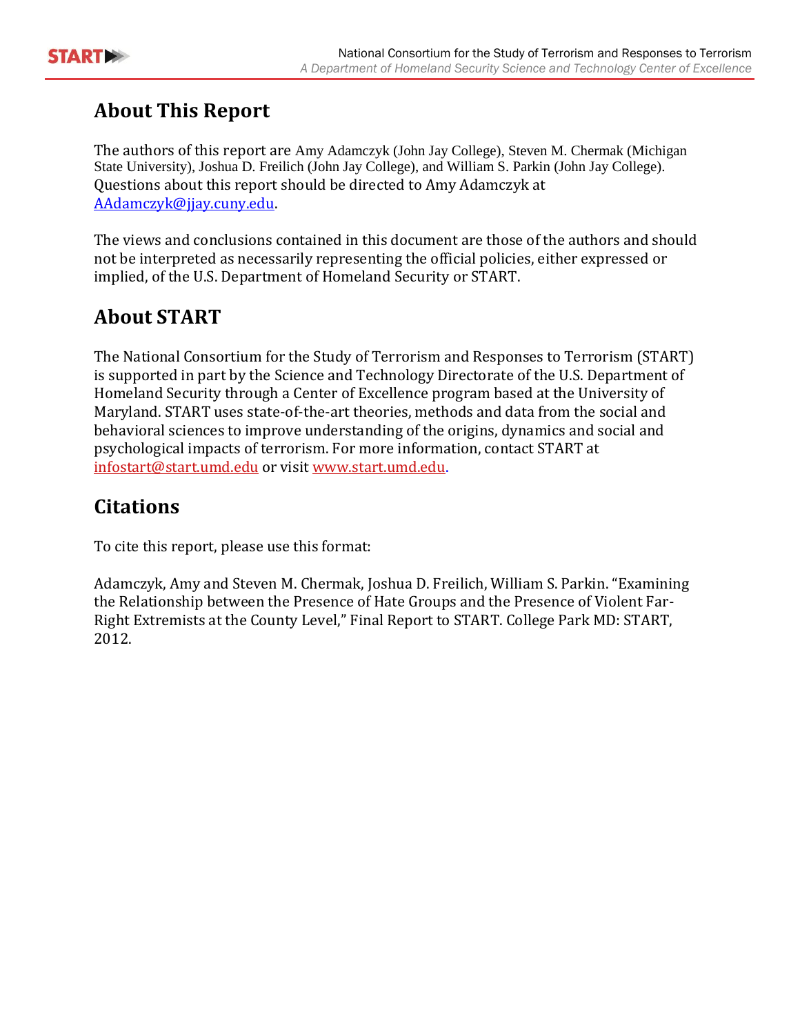## About This Report

The authors of this report are Amy Adamczyk (John Jay College), Steven M. Chermak (Michigan State University), Joshua D. Freilich (John Jay College), and William S. Parkin (John Jay College). Questions about this report should be directed to Amy Adamczyk at AAdamczyk@jjay.cuny.edu.

The views and conclusions contained in this document are those of the authors and should not be interpreted as necessarily representing the official policies, either expressed or implied, of the U.S. Department of Homeland Security or START.

## About START

The National Consortium for the Study of Terrorism and Responses to Terrorism (START) is supported in part by the Science and Technology Directorate of the U.S. Department of Homeland Security through a Center of Excellence program based at the University of Maryland. START uses state-of-the-art theories, methods and data from the social and behavioral sciences to improve understanding of the origins, dynamics and social and psychological impacts of terrorism. For more information, contact START at infostart@start.umd.edu or visit www.start.umd.edu.

## Citations

To cite this report, please use this format:

Adamczyk, Amy and Steven M. Chermak, Joshua D. Freilich, William S. Parkin. "Examining the Relationship between the Presence of Hate Groups and the Presence of Violent Far-Right Extremists at the County Level," Final Report to START. College Park MD: START, 2012.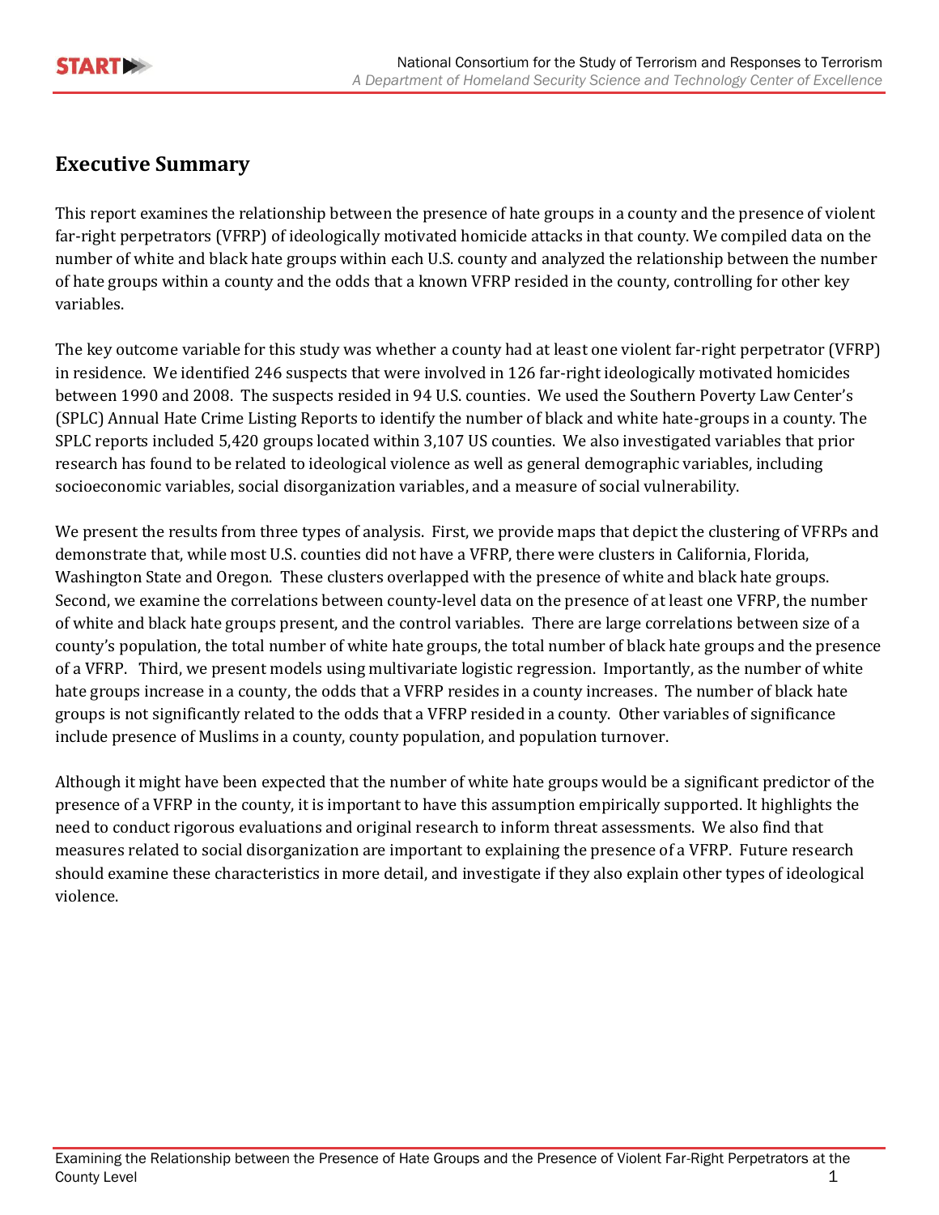## Executive Summary

This report examines the relationship between the presence of hate groups in a county and the presence of violent far-right perpetrators (VFRP) of ideologically motivated homicide attacks in that county. We compiled data on the number of white and black hate groups within each U.S. county and analyzed the relationship between the number of hate groups within a county and the odds that a known VFRP resided in the county, controlling for other key variables.

The key outcome variable for this study was whether a county had at least one violent far-right perpetrator (VFRP) in residence. We identified 246 suspects that were involved in 126 far-right ideologically motivated homicides between 1990 and 2008. The suspects resided in 94 U.S. counties. We used the Southern Poverty Law Center's (SPLC) Annual Hate Crime Listing Reports to identify the number of black and white hate-groups in a county. The SPLC reports included 5,420 groups located within 3,107 US counties. We also investigated variables that prior research has found to be related to ideological violence as well as general demographic variables, including socioeconomic variables, social disorganization variables, and a measure of social vulnerability.

We present the results from three types of analysis. First, we provide maps that depict the clustering of VFRPs and demonstrate that, while most U.S. counties did not have a VFRP, there were clusters in California, Florida, Washington State and Oregon. These clusters overlapped with the presence of white and black hate groups. Second, we examine the correlations between county-level data on the presence of at least one VFRP, the number of white and black hate groups present, and the control variables. There are large correlations between size of a county's population, the total number of white hate groups, the total number of black hate groups and the presence of a VFRP. Third, we present models using multivariate logistic regression. Importantly, as the number of white hate groups increase in a county, the odds that a VFRP resides in a county increases. The number of black hate groups is not significantly related to the odds that a VFRP resided in a county. Other variables of significance include presence of Muslims in a county, county population, and population turnover.

Although it might have been expected that the number of white hate groups would be a significant predictor of the presence of a VFRP in the county, it is important to have this assumption empirically supported. It highlights the need to conduct rigorous evaluations and original research to inform threat assessments. We also find that measures related to social disorganization are important to explaining the presence of a VFRP. Future research should examine these characteristics in more detail, and investigate if they also explain other types of ideological violence.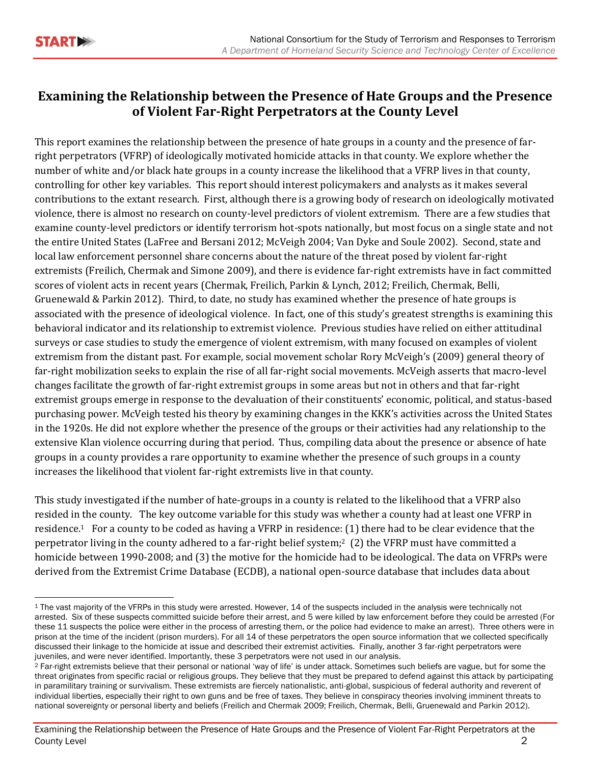# Examining the Relationship between the Presence of Hate Groups and the Presence of Violent Far-Right Perpetrators at the County Level

This report examines the relationship between the presence of hate groups in a county and the presence of far-right perpetrators (VFRP) of ideologically motivated homicide attacks in that county. We explore whether the number of white and/or black hate groups in a county increase the likelihood that a VFRP lives in that county, controlling for other key variables. This report should interest policymakers and analysts as it makes several contributions to the extant research. First, although there is a growing body of research on ideologically motivated violence, there is almost no research on county-level predictors of violent extremism. There are a few studies that examine county-level predictors or identify terrorism hot-spots nationally, but most focus on a single state and not the entire United States (LaFree and Bersani 2012; McVeigh 2004; Van Dyke and Soule 2002). Second, state and local law enforcement personnel share concerns about the nature of the threat posed by violent far-right extremists (Freilich, Chermak and Simone 2009), and there is evidence far-right extremists have in fact committed scores of violent acts in recent years (Chermak, Freilich, Parkin & Lynch, 2012; Freilich, Chermak, Belli, Gruenewald & Parkin 2012). Third, to date, no study has examined whether the presence of hate groups is associated with the presence of ideological violence. In fact, one of this study's greatest strengths is examining this behavioral indicator and its relationship to extremist violence. Previous studies have relied on either attitudinal surveys or case studies to study the emergence of violent extremism, with many focused on examples of violent extremism from the distant past. For example, social movement scholar Rory McVeigh's (2009) general theory of far-right mobilization seeks to explain the rise of all far-right social movements. McVeigh asserts that macro-level changes facilitate the growth of far-right extremist groups in some areas but not in others and that far-right extremist groups emerge in response to the devaluation of their constituents' economic, political, and status-based purchasing power. McVeigh tested his theory by examining changes in the KKK's activities across the United States in the 1920s. He did not explore whether the presence of the groups or their activities had any relationship to the extensive Klan violence occurring during that period. Thus, compiling data about the presence or absence of hate groups in a county provides a rare opportunity to examine whether the presence of such groups in a county increases the likelihood that violent far-right extremists live in that county.

This study investigated if the number of hate-groups in a county is related to the likelihood that a VFRP also resided in the county. The key outcome variable for this study was whether a county had at least one VFRP in residence.[1] For a county to be coded as having a VFRP in residence: (1) there had to be clear evidence that the perpetrator living in the county adhered to a far-right belief system;[2] (2) the VFRP must have committed a homicide between 1990-2008; and (3) the motive for the homicide had to be ideological. The data on VFRPs were derived from the Extremist Crime Database (ECDB), a national open-source database that includes data about

---

[1] The vast majority of the VFRPs in this study were arrested. However, 14 of the suspects included in the analysis were technically not arrested. Six of these suspects committed suicide before their arrest, and 5 were killed by law enforcement before they could be arrested (For these 11 suspects the police were either in the process of arresting them, or the police had evidence to make an arrest). Three others were in prison at the time of the incident (prison murders). For all 14 of these perpetrators the open source information that we collected specifically discussed their linkage to the homicide at issue and described their extremist activities. Finally, another 3 far-right perpetrators were juveniles, and were never identified. Importantly, these 3 perpetrators were not used in our analysis.

[2] Far-right extremists believe that their personal or national 'way of life' is under attack. Sometimes such beliefs are vague, but for some the threat originates from specific racial or religious groups. They believe that they must be prepared to defend against this attack by participating in paramilitary training or survivalism. These extremists are fiercely nationalistic, anti-global, suspicious of federal authority and reverent of individual liberties, especially their right to own guns and be free of taxes. They believe in conspiracy theories involving imminent threats to national sovereignty or personal liberty and beliefs (Freilich and Chermak 2009; Freilich, Chermak, Belli, Gruenewald and Parkin 2012).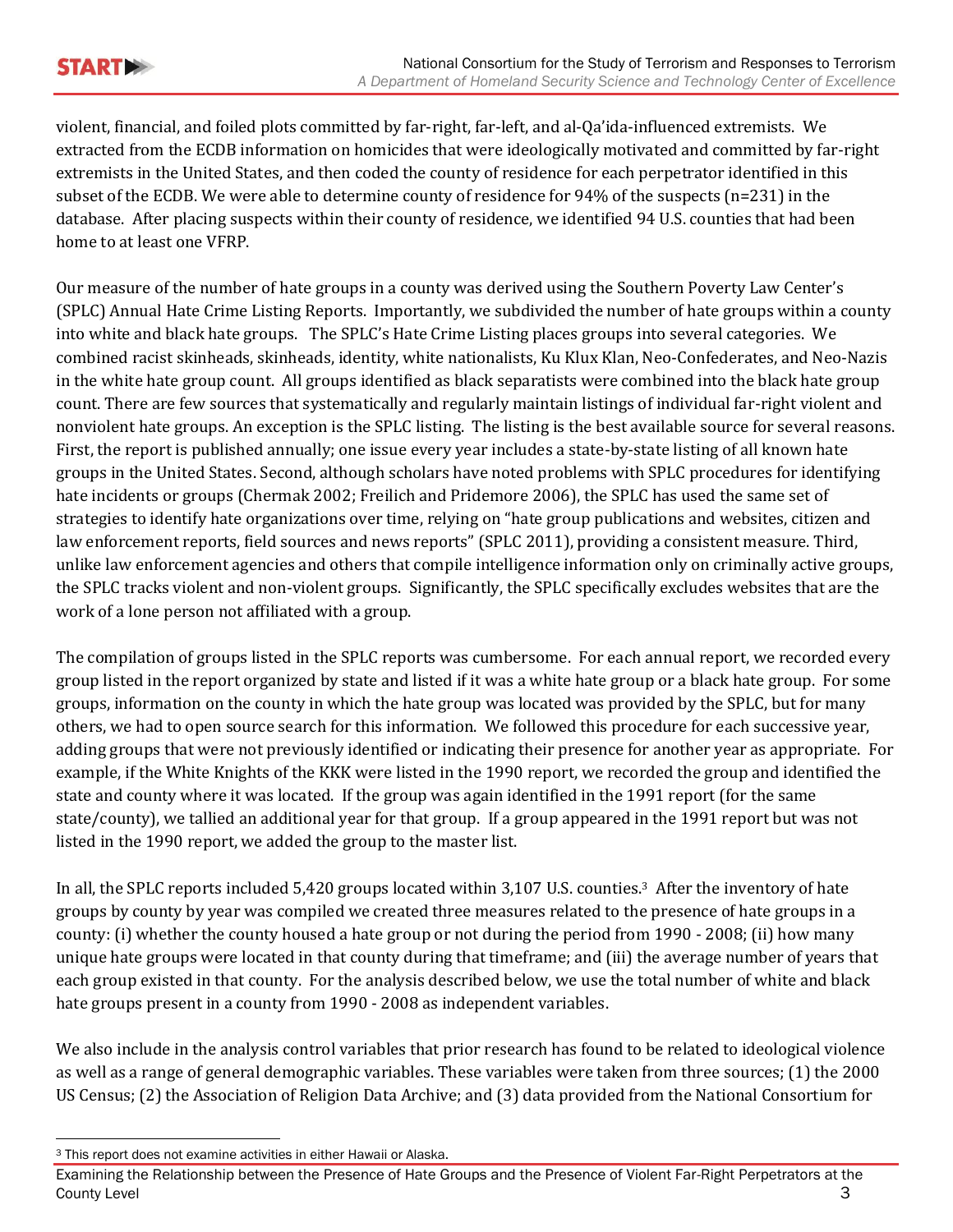violent, financial, and foiled plots committed by far-right, far-left, and al-Qa'ida-influenced extremists. We extracted from the ECDB information on homicides that were ideologically motivated and committed by far-right extremists in the United States, and then coded the county of residence for each perpetrator identified in this subset of the ECDB. We were able to determine county of residence for 94% of the suspects (n=231) in the database. After placing suspects within their county of residence, we identified 94 U.S. counties that had been home to at least one VFRP.

Our measure of the number of hate groups in a county was derived using the Southern Poverty Law Center's (SPLC) Annual Hate Crime Listing Reports. Importantly, we subdivided the number of hate groups within a county into white and black hate groups. The SPLC's Hate Crime Listing places groups into several categories. We combined racist skinheads, skinheads, identity, white nationalists, Ku Klux Klan, Neo-Confederates, and Neo-Nazis in the white hate group count. All groups identified as black separatists were combined into the black hate group count. There are few sources that systematically and regularly maintain listings of individual far-right violent and nonviolent hate groups. An exception is the SPLC listing. The listing is the best available source for several reasons. First, the report is published annually; one issue every year includes a state-by-state listing of all known hate groups in the United States. Second, although scholars have noted problems with SPLC procedures for identifying hate incidents or groups (Chermak 2002; Freilich and Pridemore 2006), the SPLC has used the same set of strategies to identify hate organizations over time, relying on "hate group publications and websites, citizen and law enforcement reports, field sources and news reports" (SPLC 2011), providing a consistent measure. Third, unlike law enforcement agencies and others that compile intelligence information only on criminally active groups, the SPLC tracks violent and non-violent groups. Significantly, the SPLC specifically excludes websites that are the work of a lone person not affiliated with a group.

The compilation of groups listed in the SPLC reports was cumbersome. For each annual report, we recorded every group listed in the report organized by state and listed if it was a white hate group or a black hate group. For some groups, information on the county in which the hate group was located was provided by the SPLC, but for many others, we had to open source search for this information. We followed this procedure for each successive year, adding groups that were not previously identified or indicating their presence for another year as appropriate. For example, if the White Knights of the KKK were listed in the 1990 report, we recorded the group and identified the state and county where it was located. If the group was again identified in the 1991 report (for the same state/county), we tallied an additional year for that group. If a group appeared in the 1991 report but was not listed in the 1990 report, we added the group to the master list.

In all, the SPLC reports included 5,420 groups located within 3,107 U.S. counties.[3] After the inventory of hate groups by county by year was compiled we created three measures related to the presence of hate groups in a county: (i) whether the county housed a hate group or not during the period from 1990 - 2008; (ii) how many unique hate groups were located in that county during that timeframe; and (iii) the average number of years that each group existed in that county. For the analysis described below, we use the total number of white and black hate groups present in a county from 1990 - 2008 as independent variables.

We also include in the analysis control variables that prior research has found to be related to ideological violence as well as a range of general demographic variables. These variables were taken from three sources; (1) the 2000 US Census; (2) the Association of Religion Data Archive; and (3) data provided from the National Consortium for

[3] This report does not examine activities in either Hawaii or Alaska.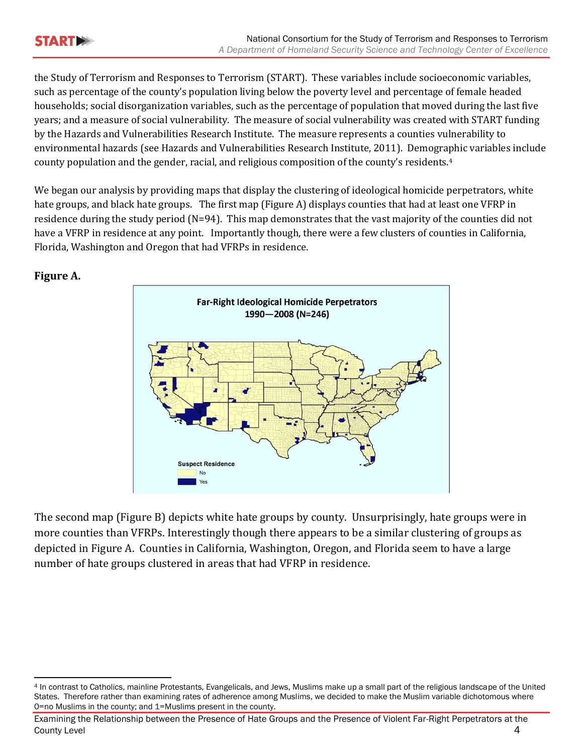the Study of Terrorism and Responses to Terrorism (START). These variables include socioeconomic variables, such as percentage of the county's population living below the poverty level and percentage of female headed households; social disorganization variables, such as the percentage of population that moved during the last five years; and a measure of social vulnerability. The measure of social vulnerability was created with START funding by the Hazards and Vulnerabilities Research Institute. The measure represents a counties vulnerability to environmental hazards (see Hazards and Vulnerabilities Research Institute, 2011). Demographic variables include county population and the gender, racial, and religious composition of the county's residents.[4]

We began our analysis by providing maps that display the clustering of ideological homicide perpetrators, white hate groups, and black hate groups. The first map (Figure A) displays counties that had at least one VFRP in residence during the study period (N=94). This map demonstrates that the vast majority of the counties did not have a VFRP in residence at any point. Importantly though, there were a few clusters of counties in California, Florida, Washington and Oregon that had VFRPs in residence.

**Figure A.**

Far-Right Ideological Homicide Perpetrators 1990—2008 (N=246)

Suspect Residence: No / Yes

The second map (Figure B) depicts white hate groups by county. Unsurprisingly, hate groups were in more counties than VFRPs. Interestingly though there appears to be a similar clustering of groups as depicted in Figure A. Counties in California, Washington, Oregon, and Florida seem to have a large number of hate groups clustered in areas that had VFRP in residence.

[4] In contrast to Catholics, mainline Protestants, Evangelicals, and Jews, Muslims make up a small part of the religious landscape of the United States. Therefore rather than examining rates of adherence among Muslims, we decided to make the Muslim variable dichotomous where 0=no Muslims in the county; and 1=Muslims present in the county.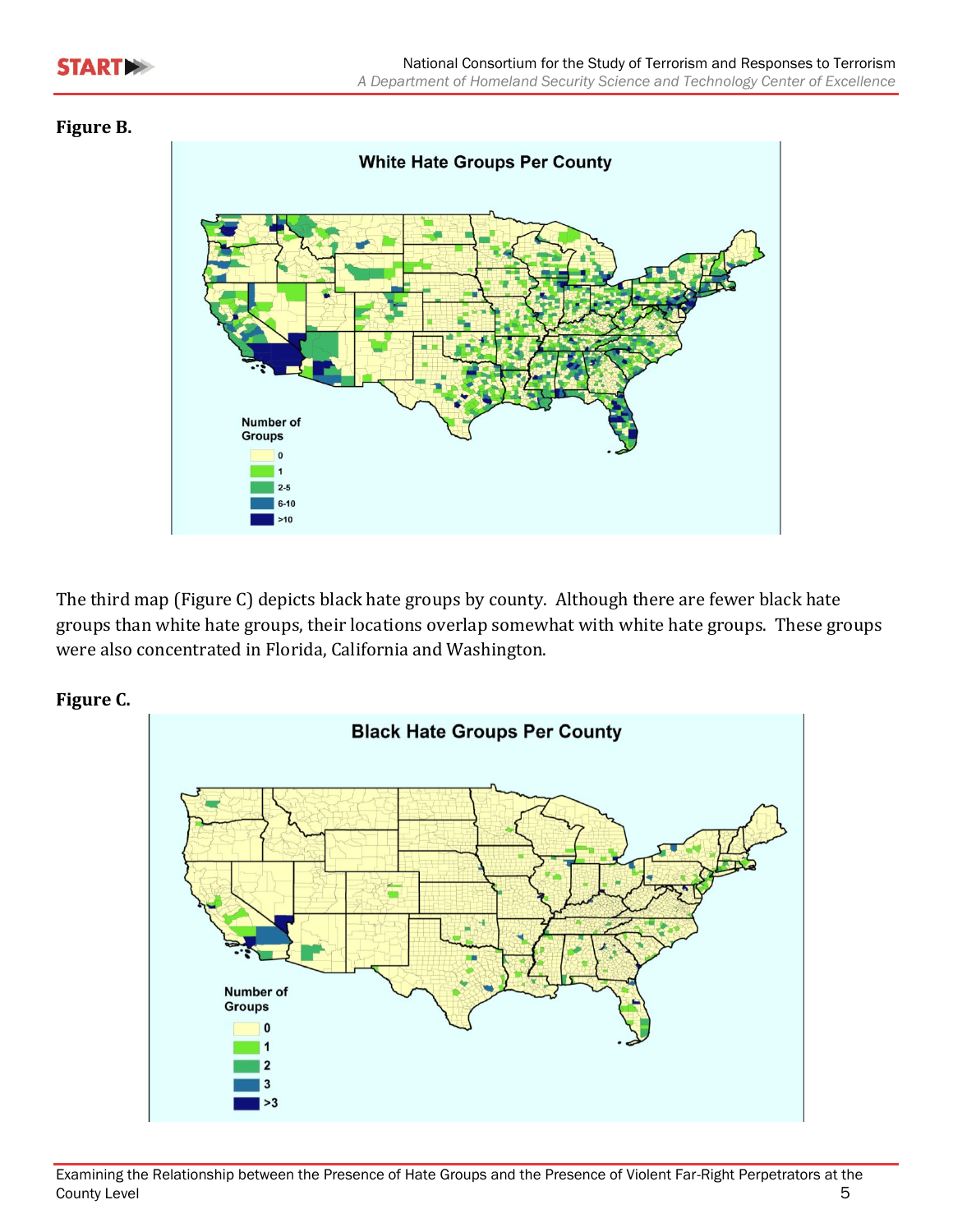**Figure B.**

White Hate Groups Per County

Number of Groups
- 0
- 1
- 2-5
- 6-10
- >10

The third map (Figure C) depicts black hate groups by county. Although there are fewer black hate groups than white hate groups, their locations overlap somewhat with white hate groups. These groups were also concentrated in Florida, California and Washington.

**Figure C.**

Black Hate Groups Per County

Number of Groups
- 0
- 1
- 2
- 3
- >3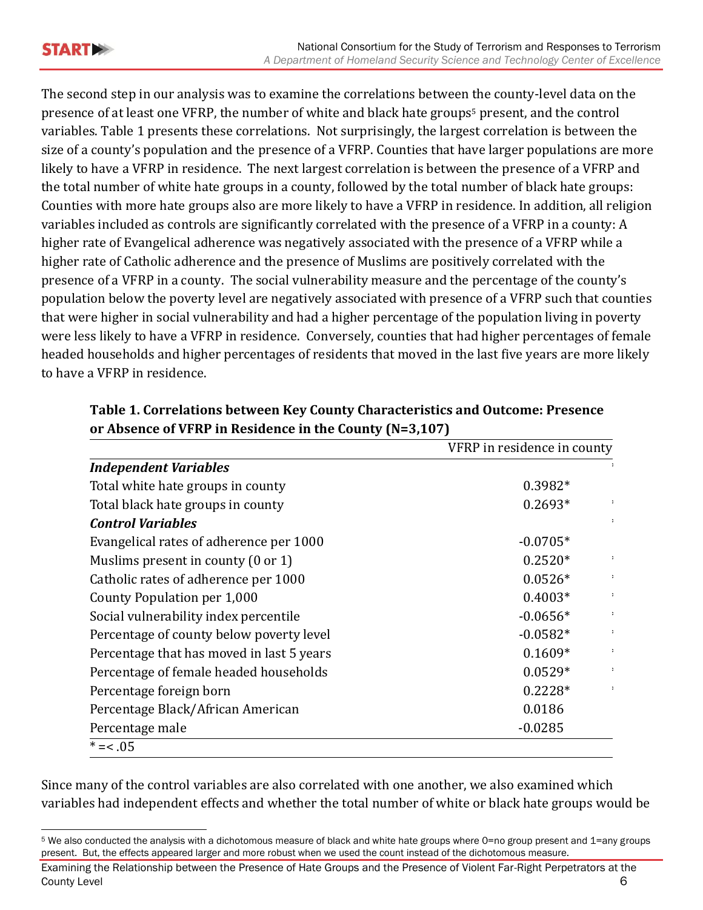The second step in our analysis was to examine the correlations between the county-level data on the presence of at least one VFRP, the number of white and black hate groups[5] present, and the control variables. Table 1 presents these correlations. Not surprisingly, the largest correlation is between the size of a county's population and the presence of a VFRP. Counties that have larger populations are more likely to have a VFRP in residence. The next largest correlation is between the presence of a VFRP and the total number of white hate groups in a county, followed by the total number of black hate groups: Counties with more hate groups also are more likely to have a VFRP in residence. In addition, all religion variables included as controls are significantly correlated with the presence of a VFRP in a county: A higher rate of Evangelical adherence was negatively associated with the presence of a VFRP while a higher rate of Catholic adherence and the presence of Muslims are positively correlated with the presence of a VFRP in a county. The social vulnerability measure and the percentage of the county's population below the poverty level are negatively associated with presence of a VFRP such that counties that were higher in social vulnerability and had a higher percentage of the population living in poverty were less likely to have a VFRP in residence. Conversely, counties that had higher percentages of female headed households and higher percentages of residents that moved in the last five years are more likely to have a VFRP in residence.

**Table 1. Correlations between Key County Characteristics and Outcome: Presence or Absence of VFRP in Residence in the County (N=3,107)**

| | VFRP in residence in county |
|---|---|
| ***Independent Variables*** | |
| Total white hate groups in county | 0.3982* |
| Total black hate groups in county | 0.2693* |
| ***Control Variables*** | |
| Evangelical rates of adherence per 1000 | -0.0705* |
| Muslims present in county (0 or 1) | 0.2520* |
| Catholic rates of adherence per 1000 | 0.0526* |
| County Population per 1,000 | 0.4003* |
| Social vulnerability index percentile | -0.0656* |
| Percentage of county below poverty level | -0.0582* |
| Percentage that has moved in last 5 years | 0.1609* |
| Percentage of female headed households | 0.0529* |
| Percentage foreign born | 0.2228* |
| Percentage Black/African American | 0.0186 |
| Percentage male | -0.0285 |

* =< .05

Since many of the control variables are also correlated with one another, we also examined which variables had independent effects and whether the total number of white or black hate groups would be

[5] We also conducted the analysis with a dichotomous measure of black and white hate groups where 0=no group present and 1=any groups present. But, the effects appeared larger and more robust when we used the count instead of the dichotomous measure.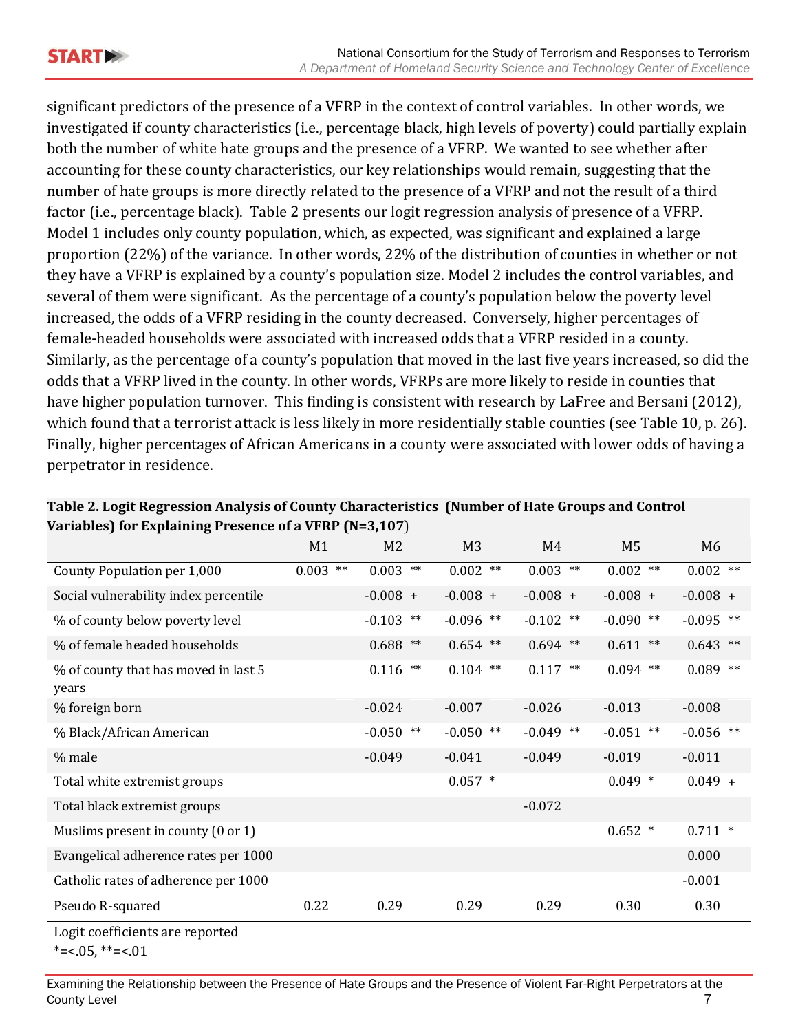significant predictors of the presence of a VFRP in the context of control variables. In other words, we investigated if county characteristics (i.e., percentage black, high levels of poverty) could partially explain both the number of white hate groups and the presence of a VFRP. We wanted to see whether after accounting for these county characteristics, our key relationships would remain, suggesting that the number of hate groups is more directly related to the presence of a VFRP and not the result of a third factor (i.e., percentage black). Table 2 presents our logit regression analysis of presence of a VFRP. Model 1 includes only county population, which, as expected, was significant and explained a large proportion (22%) of the variance. In other words, 22% of the distribution of counties in whether or not they have a VFRP is explained by a county's population size. Model 2 includes the control variables, and several of them were significant. As the percentage of a county's population below the poverty level increased, the odds of a VFRP residing in the county decreased. Conversely, higher percentages of female-headed households were associated with increased odds that a VFRP resided in a county. Similarly, as the percentage of a county's population that moved in the last five years increased, so did the odds that a VFRP lived in the county. In other words, VFRPs are more likely to reside in counties that have higher population turnover. This finding is consistent with research by LaFree and Bersani (2012), which found that a terrorist attack is less likely in more residentially stable counties (see Table 10, p. 26). Finally, higher percentages of African Americans in a county were associated with lower odds of having a perpetrator in residence.

**Table 2. Logit Regression Analysis of County Characteristics (Number of Hate Groups and Control Variables) for Explaining Presence of a VFRP (N=3,107)**

| | M1 | M2 | M3 | M4 | M5 | M6 |
|---|---|---|---|---|---|---|
| County Population per 1,000 | 0.003 ** | 0.003 ** | 0.002 ** | 0.003 ** | 0.002 ** | 0.002 ** |
| Social vulnerability index percentile | | -0.008 + | -0.008 + | -0.008 + | -0.008 + | -0.008 + |
| % of county below poverty level | | -0.103 ** | -0.096 ** | -0.102 ** | -0.090 ** | -0.095 ** |
| % of female headed households | | 0.688 ** | 0.654 ** | 0.694 ** | 0.611 ** | 0.643 ** |
| % of county that has moved in last 5 years | | 0.116 ** | 0.104 ** | 0.117 ** | 0.094 ** | 0.089 ** |
| % foreign born | | -0.024 | -0.007 | -0.026 | -0.013 | -0.008 |
| % Black/African American | | -0.050 ** | -0.050 ** | -0.049 ** | -0.051 ** | -0.056 ** |
| % male | | -0.049 | -0.041 | -0.049 | -0.019 | -0.011 |
| Total white extremist groups | | | 0.057 * | | 0.049 * | 0.049 + |
| Total black extremist groups | | | | -0.072 | | |
| Muslims present in county (0 or 1) | | | | | 0.652 * | 0.711 * |
| Evangelical adherence rates per 1000 | | | | | | 0.000 |
| Catholic rates of adherence per 1000 | | | | | | -0.001 |
| Pseudo R-squared | 0.22 | 0.29 | 0.29 | 0.29 | 0.30 | 0.30 |

Logit coefficients are reported
*=<.05, **=<.01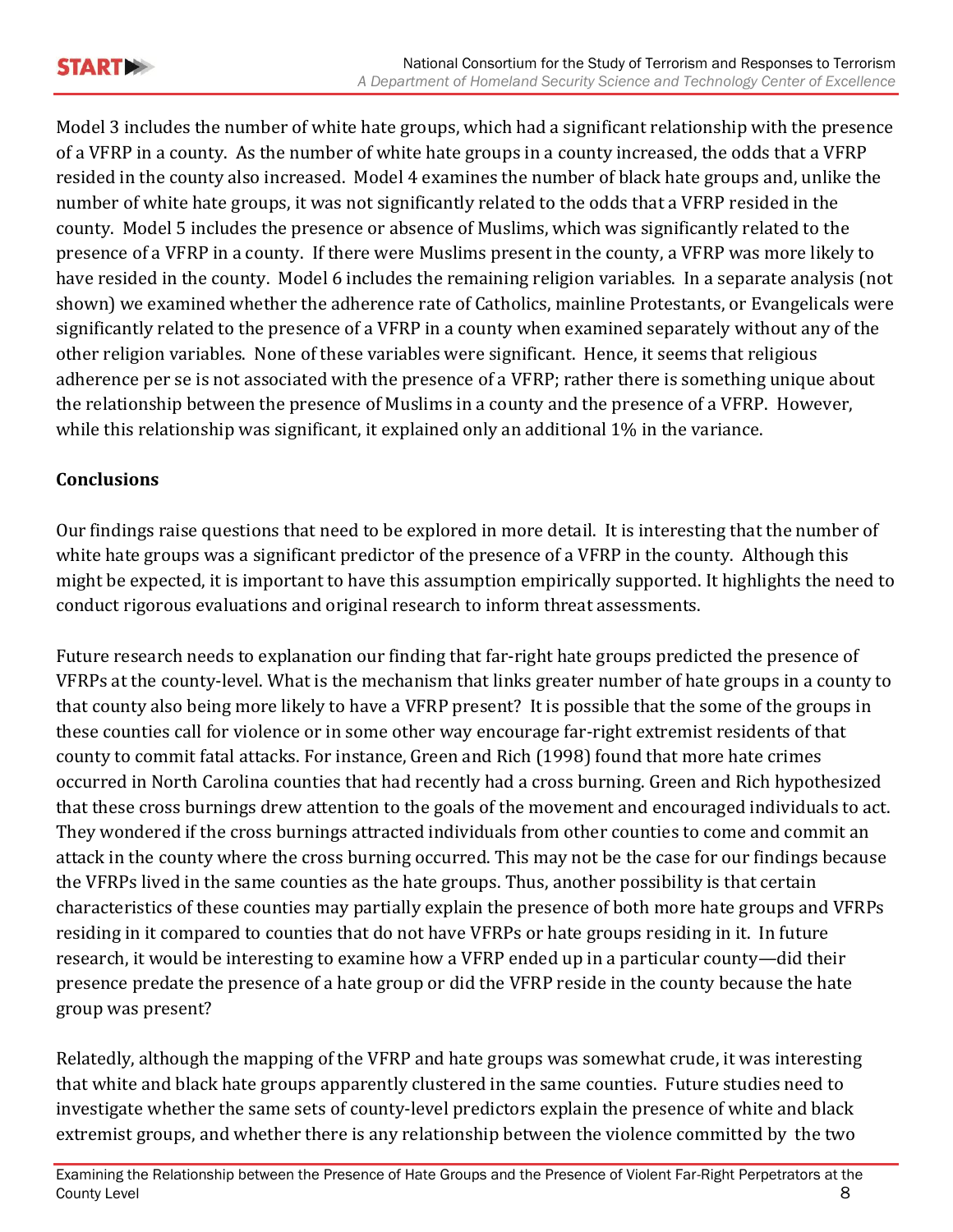Model 3 includes the number of white hate groups, which had a significant relationship with the presence of a VFRP in a county. As the number of white hate groups in a county increased, the odds that a VFRP resided in the county also increased. Model 4 examines the number of black hate groups and, unlike the number of white hate groups, it was not significantly related to the odds that a VFRP resided in the county. Model 5 includes the presence or absence of Muslims, which was significantly related to the presence of a VFRP in a county. If there were Muslims present in the county, a VFRP was more likely to have resided in the county. Model 6 includes the remaining religion variables. In a separate analysis (not shown) we examined whether the adherence rate of Catholics, mainline Protestants, or Evangelicals were significantly related to the presence of a VFRP in a county when examined separately without any of the other religion variables. None of these variables were significant. Hence, it seems that religious adherence per se is not associated with the presence of a VFRP; rather there is something unique about the relationship between the presence of Muslims in a county and the presence of a VFRP. However, while this relationship was significant, it explained only an additional 1% in the variance.

**Conclusions**

Our findings raise questions that need to be explored in more detail. It is interesting that the number of white hate groups was a significant predictor of the presence of a VFRP in the county. Although this might be expected, it is important to have this assumption empirically supported. It highlights the need to conduct rigorous evaluations and original research to inform threat assessments.

Future research needs to explanation our finding that far-right hate groups predicted the presence of VFRPs at the county-level. What is the mechanism that links greater number of hate groups in a county to that county also being more likely to have a VFRP present? It is possible that the some of the groups in these counties call for violence or in some other way encourage far-right extremist residents of that county to commit fatal attacks. For instance, Green and Rich (1998) found that more hate crimes occurred in North Carolina counties that had recently had a cross burning. Green and Rich hypothesized that these cross burnings drew attention to the goals of the movement and encouraged individuals to act. They wondered if the cross burnings attracted individuals from other counties to come and commit an attack in the county where the cross burning occurred. This may not be the case for our findings because the VFRPs lived in the same counties as the hate groups. Thus, another possibility is that certain characteristics of these counties may partially explain the presence of both more hate groups and VFRPs residing in it compared to counties that do not have VFRPs or hate groups residing in it. In future research, it would be interesting to examine how a VFRP ended up in a particular county—did their presence predate the presence of a hate group or did the VFRP reside in the county because the hate group was present?

Relatedly, although the mapping of the VFRP and hate groups was somewhat crude, it was interesting that white and black hate groups apparently clustered in the same counties. Future studies need to investigate whether the same sets of county-level predictors explain the presence of white and black extremist groups, and whether there is any relationship between the violence committed by the two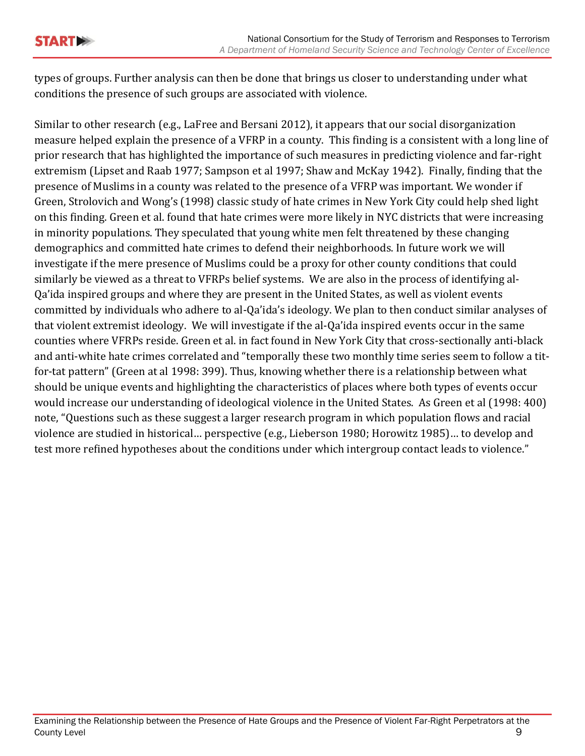types of groups. Further analysis can then be done that brings us closer to understanding under what conditions the presence of such groups are associated with violence.

Similar to other research (e.g., LaFree and Bersani 2012), it appears that our social disorganization measure helped explain the presence of a VFRP in a county. This finding is a consistent with a long line of prior research that has highlighted the importance of such measures in predicting violence and far-right extremism (Lipset and Raab 1977; Sampson et al 1997; Shaw and McKay 1942). Finally, finding that the presence of Muslims in a county was related to the presence of a VFRP was important. We wonder if Green, Strolovich and Wong's (1998) classic study of hate crimes in New York City could help shed light on this finding. Green et al. found that hate crimes were more likely in NYC districts that were increasing in minority populations. They speculated that young white men felt threatened by these changing demographics and committed hate crimes to defend their neighborhoods. In future work we will investigate if the mere presence of Muslims could be a proxy for other county conditions that could similarly be viewed as a threat to VFRPs belief systems. We are also in the process of identifying al-Qa'ida inspired groups and where they are present in the United States, as well as violent events committed by individuals who adhere to al-Qa'ida's ideology. We plan to then conduct similar analyses of that violent extremist ideology. We will investigate if the al-Qa'ida inspired events occur in the same counties where VFRPs reside. Green et al. in fact found in New York City that cross-sectionally anti-black and anti-white hate crimes correlated and "temporally these two monthly time series seem to follow a tit-for-tat pattern" (Green at al 1998: 399). Thus, knowing whether there is a relationship between what should be unique events and highlighting the characteristics of places where both types of events occur would increase our understanding of ideological violence in the United States. As Green et al (1998: 400) note, "Questions such as these suggest a larger research program in which population flows and racial violence are studied in historical… perspective (e.g., Lieberson 1980; Horowitz 1985)… to develop and test more refined hypotheses about the conditions under which intergroup contact leads to violence."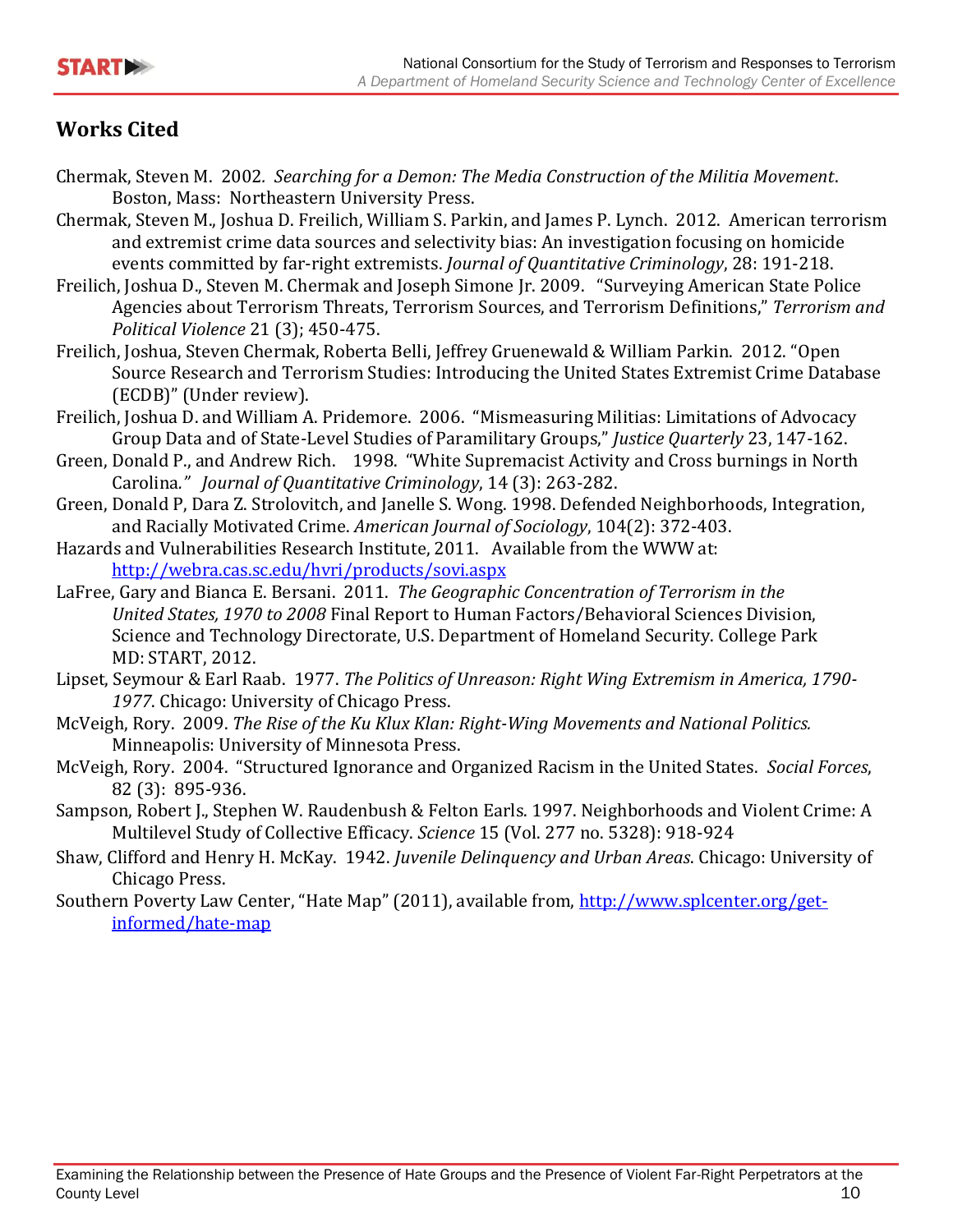## Works Cited

Chermak, Steven M. 2002. *Searching for a Demon: The Media Construction of the Militia Movement*. Boston, Mass: Northeastern University Press.

Chermak, Steven M., Joshua D. Freilich, William S. Parkin, and James P. Lynch. 2012. American terrorism and extremist crime data sources and selectivity bias: An investigation focusing on homicide events committed by far-right extremists. *Journal of Quantitative Criminology*, 28: 191-218.

Freilich, Joshua D., Steven M. Chermak and Joseph Simone Jr. 2009. "Surveying American State Police Agencies about Terrorism Threats, Terrorism Sources, and Terrorism Definitions," *Terrorism and Political Violence* 21 (3); 450-475.

Freilich, Joshua, Steven Chermak, Roberta Belli, Jeffrey Gruenewald & William Parkin. 2012. "Open Source Research and Terrorism Studies: Introducing the United States Extremist Crime Database (ECDB)" (Under review).

Freilich, Joshua D. and William A. Pridemore. 2006. "Mismeasuring Militias: Limitations of Advocacy Group Data and of State-Level Studies of Paramilitary Groups," *Justice Quarterly* 23, 147-162.

Green, Donald P., and Andrew Rich. 1998. "White Supremacist Activity and Cross burnings in North Carolina." *Journal of Quantitative Criminology*, 14 (3): 263-282.

Green, Donald P, Dara Z. Strolovitch, and Janelle S. Wong. 1998. Defended Neighborhoods, Integration, and Racially Motivated Crime. *American Journal of Sociology*, 104(2): 372-403.

Hazards and Vulnerabilities Research Institute, 2011. Available from the WWW at: http://webra.cas.sc.edu/hvri/products/sovi.aspx

LaFree, Gary and Bianca E. Bersani. 2011. *The Geographic Concentration of Terrorism in the United States, 1970 to 2008* Final Report to Human Factors/Behavioral Sciences Division, Science and Technology Directorate, U.S. Department of Homeland Security. College Park MD: START, 2012.

Lipset, Seymour & Earl Raab. 1977. *The Politics of Unreason: Right Wing Extremism in America, 1790-1977*. Chicago: University of Chicago Press.

McVeigh, Rory. 2009. *The Rise of the Ku Klux Klan: Right-Wing Movements and National Politics.* Minneapolis: University of Minnesota Press.

McVeigh, Rory. 2004. "Structured Ignorance and Organized Racism in the United States. *Social Forces*, 82 (3): 895-936.

Sampson, Robert J., Stephen W. Raudenbush & Felton Earls. 1997. Neighborhoods and Violent Crime: A Multilevel Study of Collective Efficacy. *Science* 15 (Vol. 277 no. 5328): 918-924

Shaw, Clifford and Henry H. McKay. 1942. *Juvenile Delinquency and Urban Areas*. Chicago: University of Chicago Press.

Southern Poverty Law Center, "Hate Map" (2011), available from, http://www.splcenter.org/get-informed/hate-map